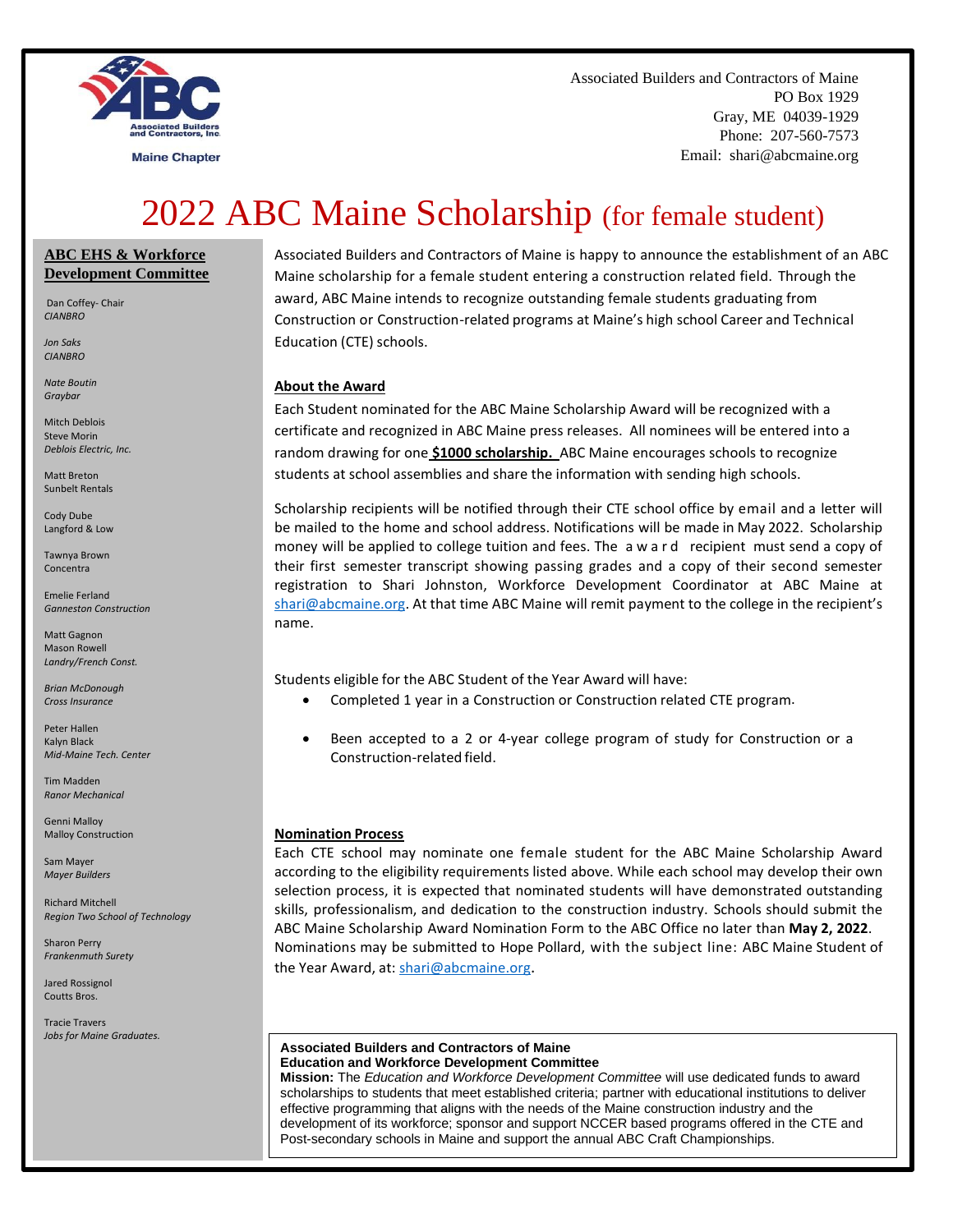Associated Builders and Contractors of Maine
PO Box 1929
Gray, ME 04039-1929
Phone: 207-560-7573
Email: shari@abcmaine.org

# 2022 ABC Maine Scholarship (for female student)

Associated Builders and Contractors of Maine is happy to announce the establishment of an ABC Maine scholarship for a female student entering a construction related field. Through the award, ABC Maine intends to recognize outstanding female students graduating from Construction or Construction-related programs at Maine's high school Career and Technical Education (CTE) schools.

## About the Award

Each Student nominated for the ABC Maine Scholarship Award will be recognized with a certificate and recognized in ABC Maine press releases. All nominees will be entered into a random drawing for one **$1000 scholarship.** ABC Maine encourages schools to recognize students at school assemblies and share the information with sending high schools.

Scholarship recipients will be notified through their CTE school office by email and a letter will be mailed to the home and school address. Notifications will be made in May 2022. Scholarship money will be applied to college tuition and fees. The award recipient must send a copy of their first semester transcript showing passing grades and a copy of their second semester registration to Shari Johnston, Workforce Development Coordinator at ABC Maine at shari@abcmaine.org. At that time ABC Maine will remit payment to the college in the recipient's name.

Students eligible for the ABC Student of the Year Award will have:

- Completed 1 year in a Construction or Construction related CTE program.
- Been accepted to a 2 or 4-year college program of study for Construction or a Construction-related field.

## Nomination Process

Each CTE school may nominate one female student for the ABC Maine Scholarship Award according to the eligibility requirements listed above. While each school may develop their own selection process, it is expected that nominated students will have demonstrated outstanding skills, professionalism, and dedication to the construction industry. Schools should submit the ABC Maine Scholarship Award Nomination Form to the ABC Office no later than **May 2, 2022**. Nominations may be submitted to Hope Pollard, with the subject line: ABC Maine Student of the Year Award, at: shari@abcmaine.org.

**Associated Builders and Contractors of Maine**
**Education and Workforce Development Committee**
**Mission:** The *Education and Workforce Development Committee* will use dedicated funds to award scholarships to students that meet established criteria; partner with educational institutions to deliver effective programming that aligns with the needs of the Maine construction industry and the development of its workforce; sponsor and support NCCER based programs offered in the CTE and Post-secondary schools in Maine and support the annual ABC Craft Championships.

### ABC EHS & Workforce Development Committee

Dan Coffey- Chair
*CIANBRO*

*Jon Saks*
*CIANBRO*

*Nate Boutin*
*Graybar*

Mitch Deblois
Steve Morin
*Deblois Electric, Inc.*

Matt Breton
Sunbelt Rentals

Cody Dube
Langford & Low

Tawnya Brown
Concentra

Emelie Ferland
*Ganneston Construction*

Matt Gagnon
Mason Rowell
*Landry/French Const.*

*Brian McDonough*
*Cross Insurance*

Peter Hallen
Kalyn Black
*Mid-Maine Tech. Center*

Tim Madden
*Ranor Mechanical*

Genni Malloy
Malloy Construction

Sam Mayer
*Mayer Builders*

Richard Mitchell
*Region Two School of Technology*

Sharon Perry
*Frankenmuth Surety*

Jared Rossignol
Coutts Bros.

Tracie Travers
*Jobs for Maine Graduates.*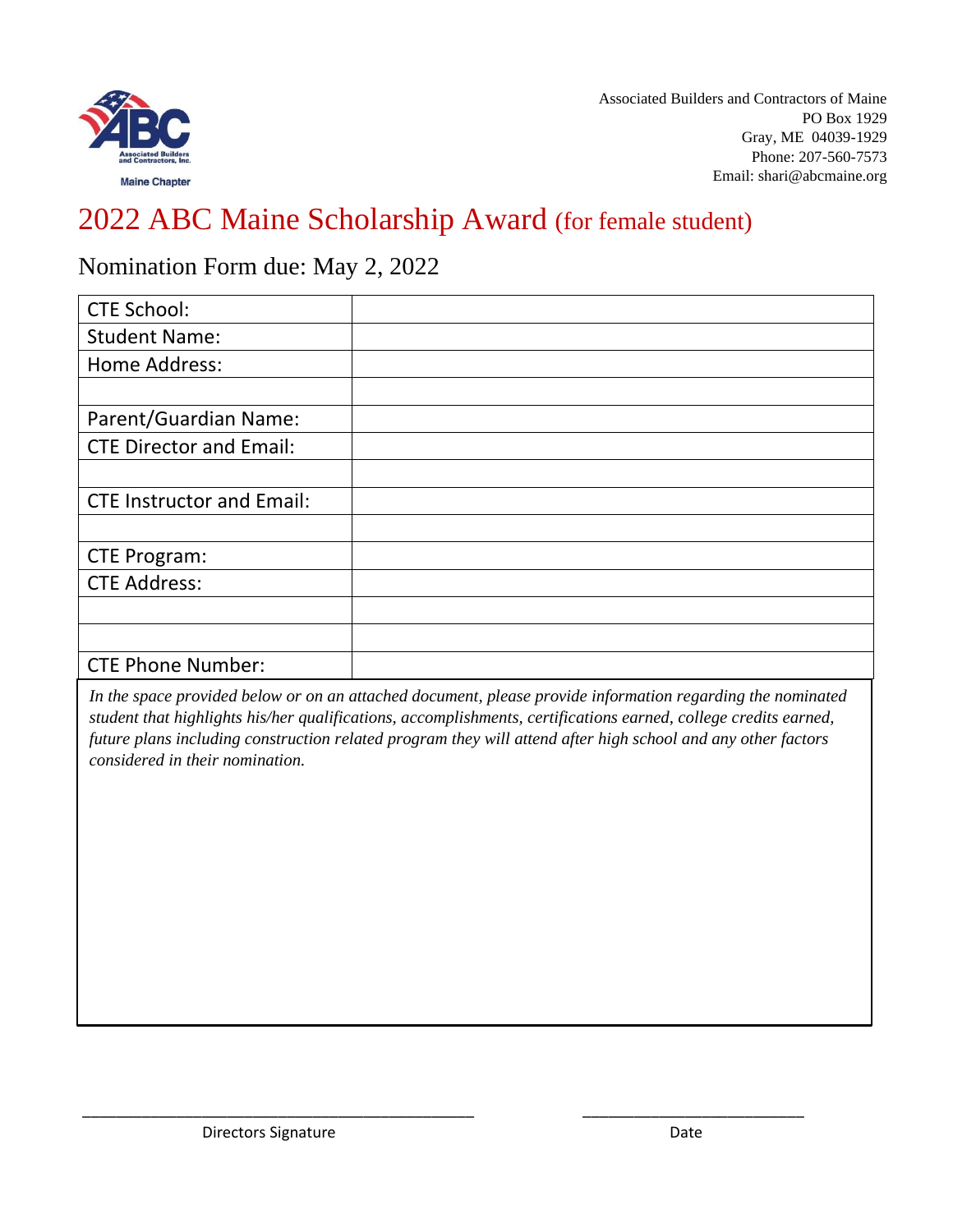Associated Builders and Contractors of Maine
PO Box 1929
Gray, ME 04039-1929
Phone: 207-560-7573
Email: shari@abcmaine.org

# 2022 ABC Maine Scholarship Award (for female student)

## Nomination Form due: May 2, 2022

| | |
|---|---|
| CTE School: | |
| Student Name: | |
| Home Address: | |
| | |
| Parent/Guardian Name: | |
| CTE Director and Email: | |
| | |
| CTE Instructor and Email: | |
| | |
| CTE Program: | |
| CTE Address: | |
| | |
| | |
| CTE Phone Number: | |

*In the space provided below or on an attached document, please provide information regarding the nominated student that highlights his/her qualifications, accomplishments, certifications earned, college credits earned, future plans including construction related program they will attend after high school and any other factors considered in their nomination.*

\_\_\_\_\_\_\_\_\_\_\_\_\_\_\_\_\_\_\_\_\_\_\_\_\_\_\_\_\_\_\_\_\_\_\_\_\_\_\_\_ \_\_\_\_\_\_\_\_\_\_\_\_\_\_\_\_\_\_\_\_\_\_\_\_

Directors Signature Date